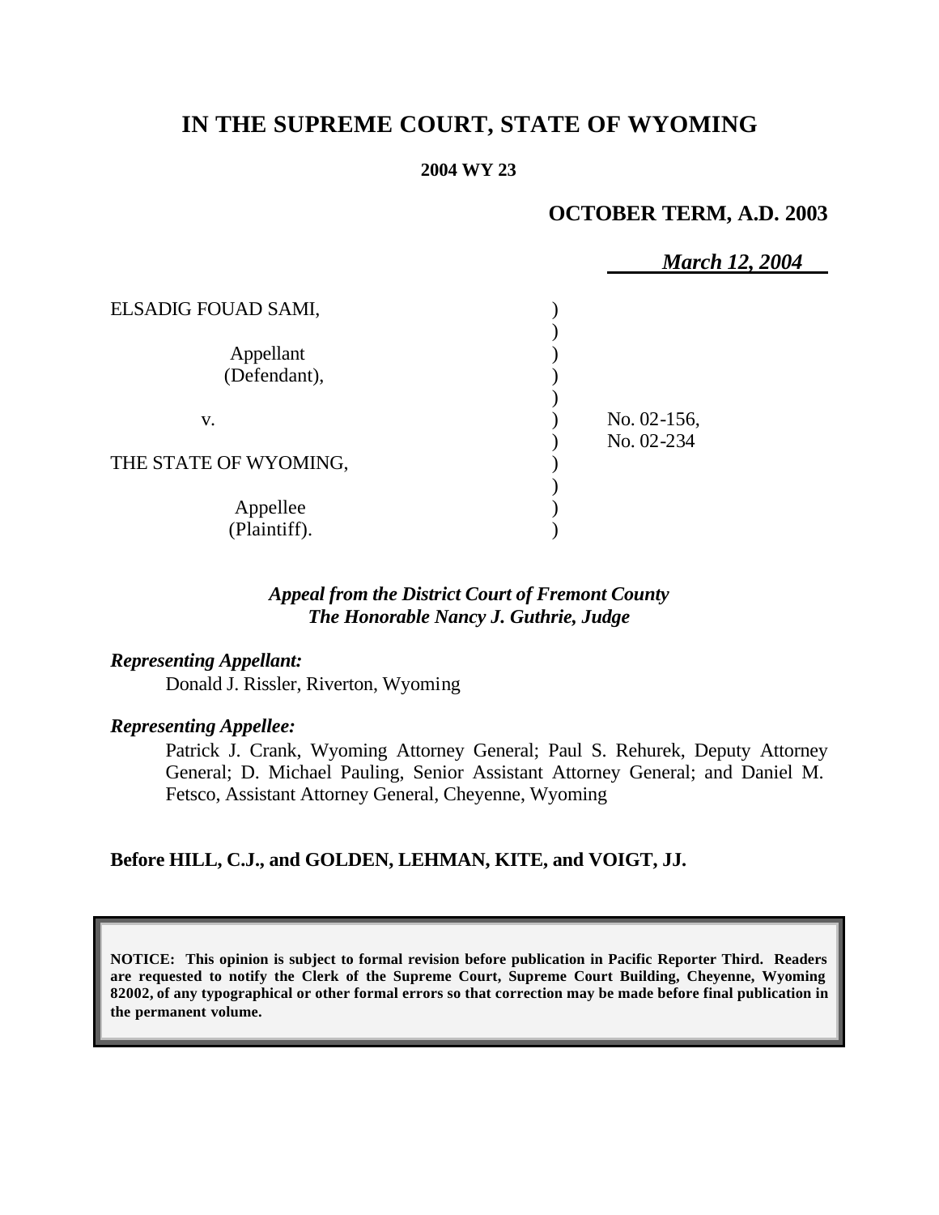# IN THE SUPREME COURT, STATE OF WYOMING

**2004 WY 23**

**OCTOBER TERM, A.D. 2003**

*March 12, 2004*

| | | |
|---|---|---|
| ELSADIG FOUAD SAMI,<br><br>Appellant<br>(Defendant), | ) | |
| v. | ) | No. 02-156,<br>No. 02-234 |
| THE STATE OF WYOMING,<br><br>Appellee<br>(Plaintiff). | ) | |

***Appeal from the District Court of Fremont County***
***The Honorable Nancy J. Guthrie, Judge***

***Representing Appellant:***

Donald J. Rissler, Riverton, Wyoming

***Representing Appellee:***

Patrick J. Crank, Wyoming Attorney General; Paul S. Rehurek, Deputy Attorney General; D. Michael Pauling, Senior Assistant Attorney General; and Daniel M. Fetsco, Assistant Attorney General, Cheyenne, Wyoming

**Before HILL, C.J., and GOLDEN, LEHMAN, KITE, and VOIGT, JJ.**

**NOTICE: This opinion is subject to formal revision before publication in Pacific Reporter Third. Readers are requested to notify the Clerk of the Supreme Court, Supreme Court Building, Cheyenne, Wyoming 82002, of any typographical or other formal errors so that correction may be made before final publication in the permanent volume.**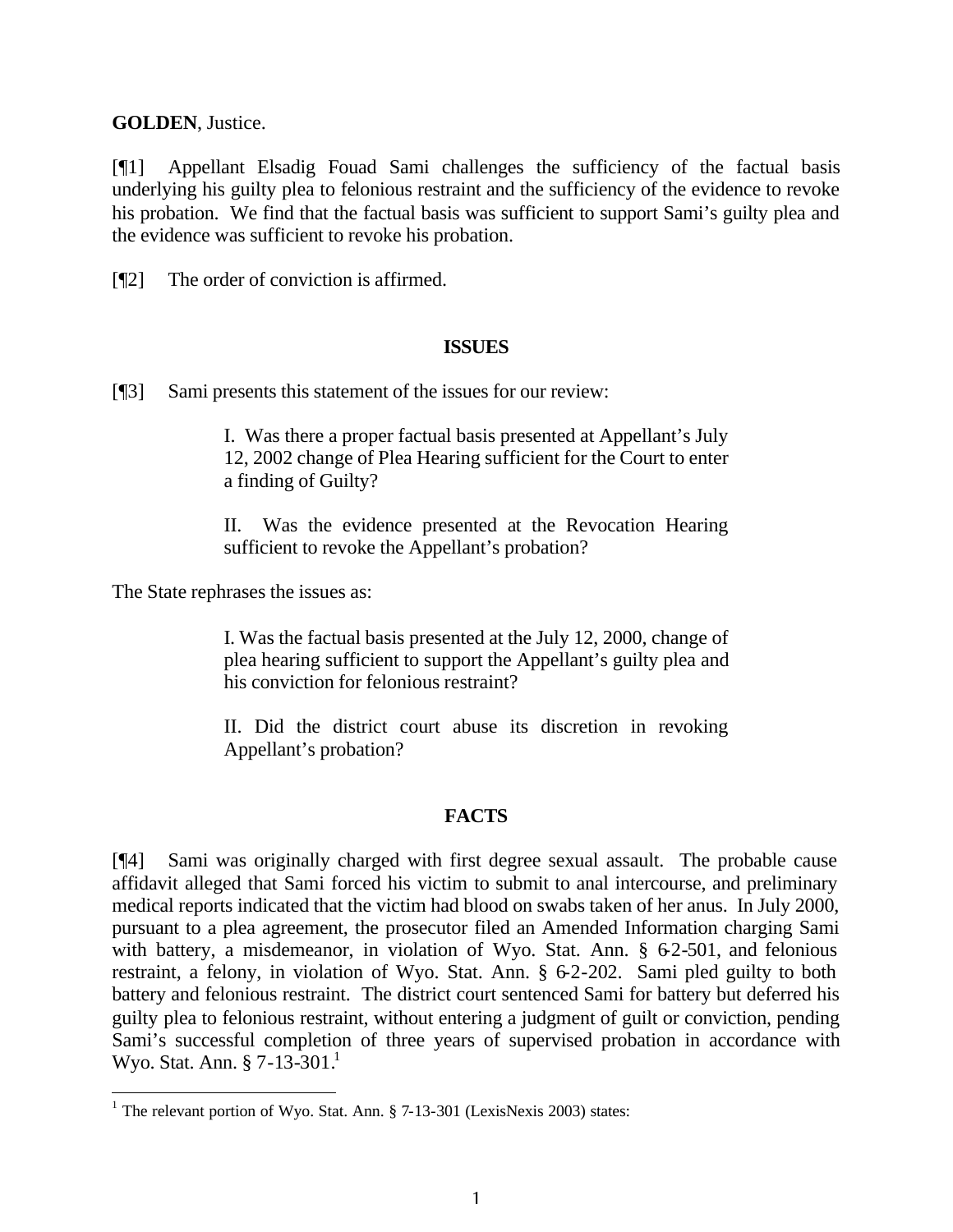**GOLDEN**, Justice.

[¶1] Appellant Elsadig Fouad Sami challenges the sufficiency of the factual basis underlying his guilty plea to felonious restraint and the sufficiency of the evidence to revoke his probation. We find that the factual basis was sufficient to support Sami's guilty plea and the evidence was sufficient to revoke his probation.

[¶2] The order of conviction is affirmed.

## ISSUES

[¶3] Sami presents this statement of the issues for our review:

> I. Was there a proper factual basis presented at Appellant's July 12, 2002 change of Plea Hearing sufficient for the Court to enter a finding of Guilty?
>
> II. Was the evidence presented at the Revocation Hearing sufficient to revoke the Appellant's probation?

The State rephrases the issues as:

> I. Was the factual basis presented at the July 12, 2000, change of plea hearing sufficient to support the Appellant's guilty plea and his conviction for felonious restraint?
>
> II. Did the district court abuse its discretion in revoking Appellant's probation?

## FACTS

[¶4] Sami was originally charged with first degree sexual assault. The probable cause affidavit alleged that Sami forced his victim to submit to anal intercourse, and preliminary medical reports indicated that the victim had blood on swabs taken of her anus. In July 2000, pursuant to a plea agreement, the prosecutor filed an Amended Information charging Sami with battery, a misdemeanor, in violation of Wyo. Stat. Ann. § 6-2-501, and felonious restraint, a felony, in violation of Wyo. Stat. Ann. § 6-2-202. Sami pled guilty to both battery and felonious restraint. The district court sentenced Sami for battery but deferred his guilty plea to felonious restraint, without entering a judgment of guilt or conviction, pending Sami's successful completion of three years of supervised probation in accordance with Wyo. Stat. Ann. § 7-13-301.[1]

[1] The relevant portion of Wyo. Stat. Ann. § 7-13-301 (LexisNexis 2003) states: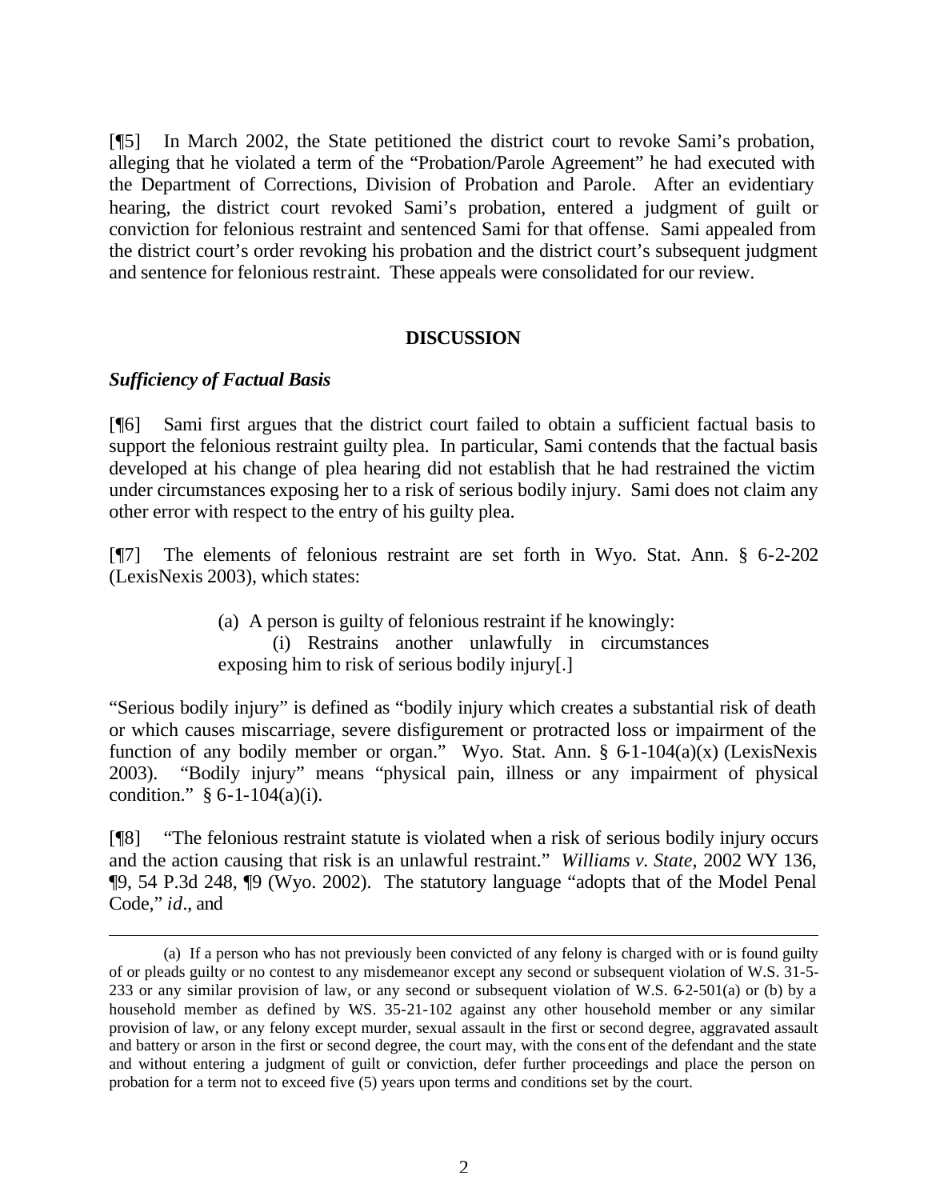[¶5] In March 2002, the State petitioned the district court to revoke Sami's probation, alleging that he violated a term of the "Probation/Parole Agreement" he had executed with the Department of Corrections, Division of Probation and Parole. After an evidentiary hearing, the district court revoked Sami's probation, entered a judgment of guilt or conviction for felonious restraint and sentenced Sami for that offense. Sami appealed from the district court's order revoking his probation and the district court's subsequent judgment and sentence for felonious restraint. These appeals were consolidated for our review.

## DISCUSSION

### *Sufficiency of Factual Basis*

[¶6] Sami first argues that the district court failed to obtain a sufficient factual basis to support the felonious restraint guilty plea. In particular, Sami contends that the factual basis developed at his change of plea hearing did not establish that he had restrained the victim under circumstances exposing her to a risk of serious bodily injury. Sami does not claim any other error with respect to the entry of his guilty plea.

[¶7] The elements of felonious restraint are set forth in Wyo. Stat. Ann. § 6-2-202 (LexisNexis 2003), which states:

> (a) A person is guilty of felonious restraint if he knowingly:
>
> (i) Restrains another unlawfully in circumstances exposing him to risk of serious bodily injury[.]

"Serious bodily injury" is defined as "bodily injury which creates a substantial risk of death or which causes miscarriage, severe disfigurement or protracted loss or impairment of the function of any bodily member or organ." Wyo. Stat. Ann. § 6-1-104(a)(x) (LexisNexis 2003). "Bodily injury" means "physical pain, illness or any impairment of physical condition." § 6-1-104(a)(i).

[¶8] "The felonious restraint statute is violated when a risk of serious bodily injury occurs and the action causing that risk is an unlawful restraint." *Williams v. State*, 2002 WY 136, ¶9, 54 P.3d 248, ¶9 (Wyo. 2002). The statutory language "adopts that of the Model Penal Code," *id*., and

---

(a) If a person who has not previously been convicted of any felony is charged with or is found guilty of or pleads guilty or no contest to any misdemeanor except any second or subsequent violation of W.S. 31-5-233 or any similar provision of law, or any second or subsequent violation of W.S. 6-2-501(a) or (b) by a household member as defined by W.S. 35-21-102 against any other household member or any similar provision of law, or any felony except murder, sexual assault in the first or second degree, aggravated assault and battery or arson in the first or second degree, the court may, with the consent of the defendant and the state and without entering a judgment of guilt or conviction, defer further proceedings and place the person on probation for a term not to exceed five (5) years upon terms and conditions set by the court.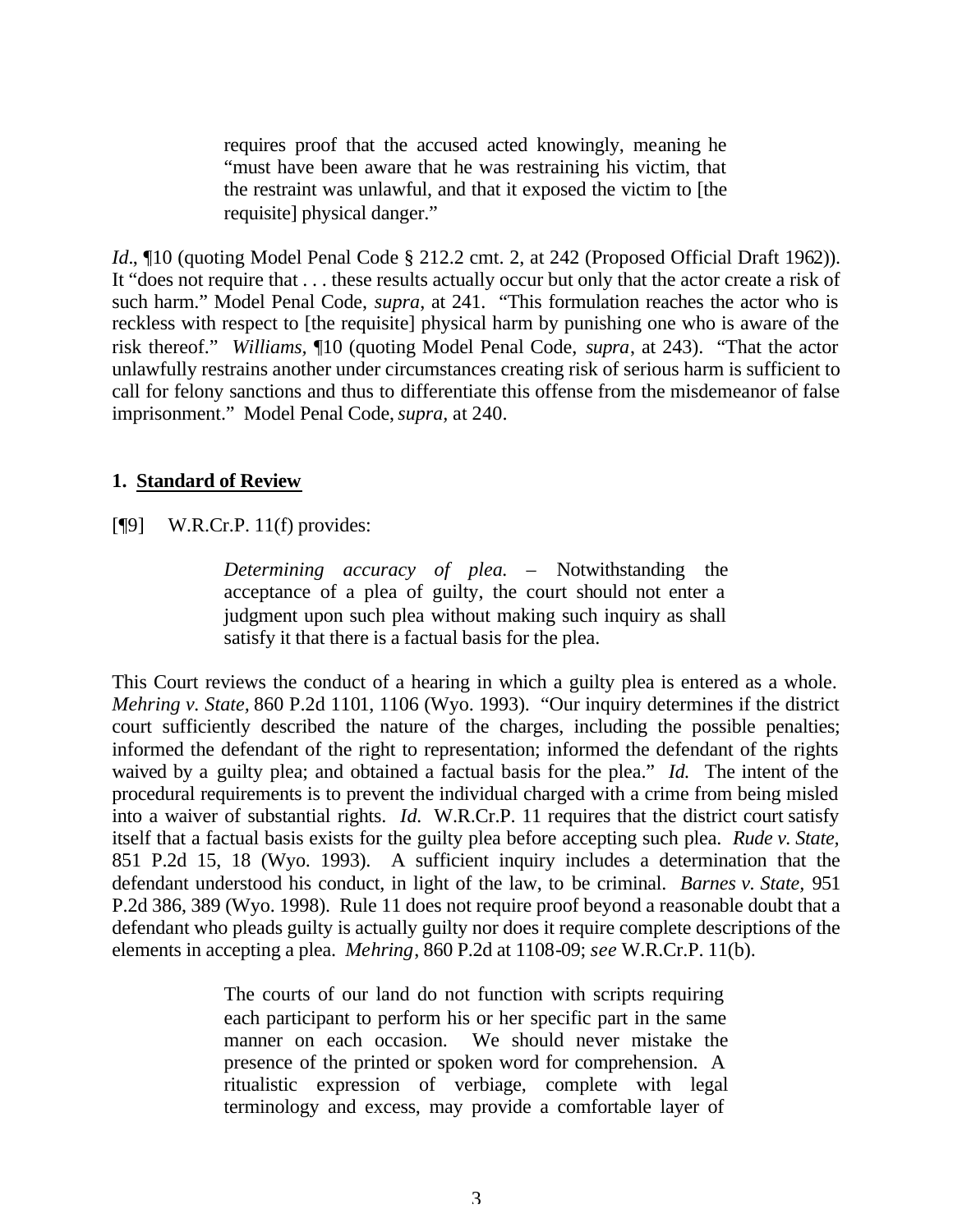> requires proof that the accused acted knowingly, meaning he "must have been aware that he was restraining his victim, that the restraint was unlawful, and that it exposed the victim to [the requisite] physical danger."

*Id*., ¶10 (quoting Model Penal Code § 212.2 cmt. 2, at 242 (Proposed Official Draft 1962)). It "does not require that . . . these results actually occur but only that the actor create a risk of such harm." Model Penal Code, *supra*, at 241. "This formulation reaches the actor who is reckless with respect to [the requisite] physical harm by punishing one who is aware of the risk thereof." *Williams*, ¶10 (quoting Model Penal Code, *supra*, at 243). "That the actor unlawfully restrains another under circumstances creating risk of serious harm is sufficient to call for felony sanctions and thus to differentiate this offense from the misdemeanor of false imprisonment." Model Penal Code, *supra*, at 240.

## 1. Standard of Review

[¶9] W.R.Cr.P. 11(f) provides:

> *Determining accuracy of plea.* – Notwithstanding the acceptance of a plea of guilty, the court should not enter a judgment upon such plea without making such inquiry as shall satisfy it that there is a factual basis for the plea.

This Court reviews the conduct of a hearing in which a guilty plea is entered as a whole. *Mehring v. State*, 860 P.2d 1101, 1106 (Wyo. 1993). "Our inquiry determines if the district court sufficiently described the nature of the charges, including the possible penalties; informed the defendant of the right to representation; informed the defendant of the rights waived by a guilty plea; and obtained a factual basis for the plea." *Id.* The intent of the procedural requirements is to prevent the individual charged with a crime from being misled into a waiver of substantial rights. *Id.* W.R.Cr.P. 11 requires that the district court satisfy itself that a factual basis exists for the guilty plea before accepting such plea. *Rude v. State*, 851 P.2d 15, 18 (Wyo. 1993). A sufficient inquiry includes a determination that the defendant understood his conduct, in light of the law, to be criminal. *Barnes v. State*, 951 P.2d 386, 389 (Wyo. 1998). Rule 11 does not require proof beyond a reasonable doubt that a defendant who pleads guilty is actually guilty nor does it require complete descriptions of the elements in accepting a plea. *Mehring*, 860 P.2d at 1108-09; *see* W.R.Cr.P. 11(b).

> The courts of our land do not function with scripts requiring each participant to perform his or her specific part in the same manner on each occasion. We should never mistake the presence of the printed or spoken word for comprehension. A ritualistic expression of verbiage, complete with legal terminology and excess, may provide a comfortable layer of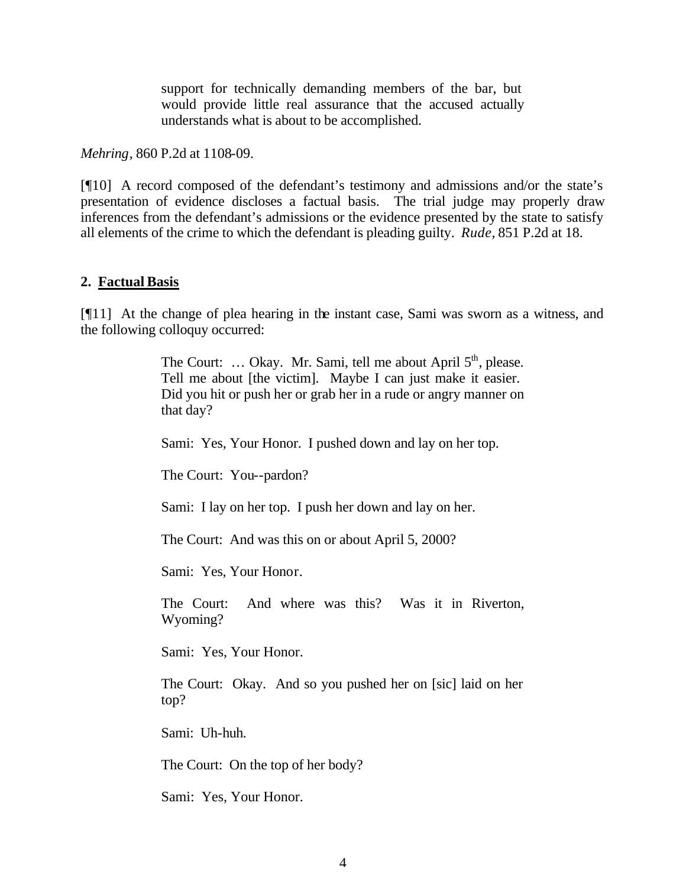> support for technically demanding members of the bar, but would provide little real assurance that the accused actually understands what is about to be accomplished.

*Mehring*, 860 P.2d at 1108-09.

[¶10] A record composed of the defendant's testimony and admissions and/or the state's presentation of evidence discloses a factual basis. The trial judge may properly draw inferences from the defendant's admissions or the evidence presented by the state to satisfy all elements of the crime to which the defendant is pleading guilty. *Rude*, 851 P.2d at 18.

## 2. Factual Basis

[¶11] At the change of plea hearing in the instant case, Sami was sworn as a witness, and the following colloquy occurred:

> The Court: … Okay. Mr. Sami, tell me about April 5th, please. Tell me about [the victim]. Maybe I can just make it easier. Did you hit or push her or grab her in a rude or angry manner on that day?
>
> Sami: Yes, Your Honor. I pushed down and lay on her top.
>
> The Court: You--pardon?
>
> Sami: I lay on her top. I push her down and lay on her.
>
> The Court: And was this on or about April 5, 2000?
>
> Sami: Yes, Your Honor.
>
> The Court: And where was this? Was it in Riverton, Wyoming?
>
> Sami: Yes, Your Honor.
>
> The Court: Okay. And so you pushed her on [sic] laid on her top?
>
> Sami: Uh-huh.
>
> The Court: On the top of her body?
>
> Sami: Yes, Your Honor.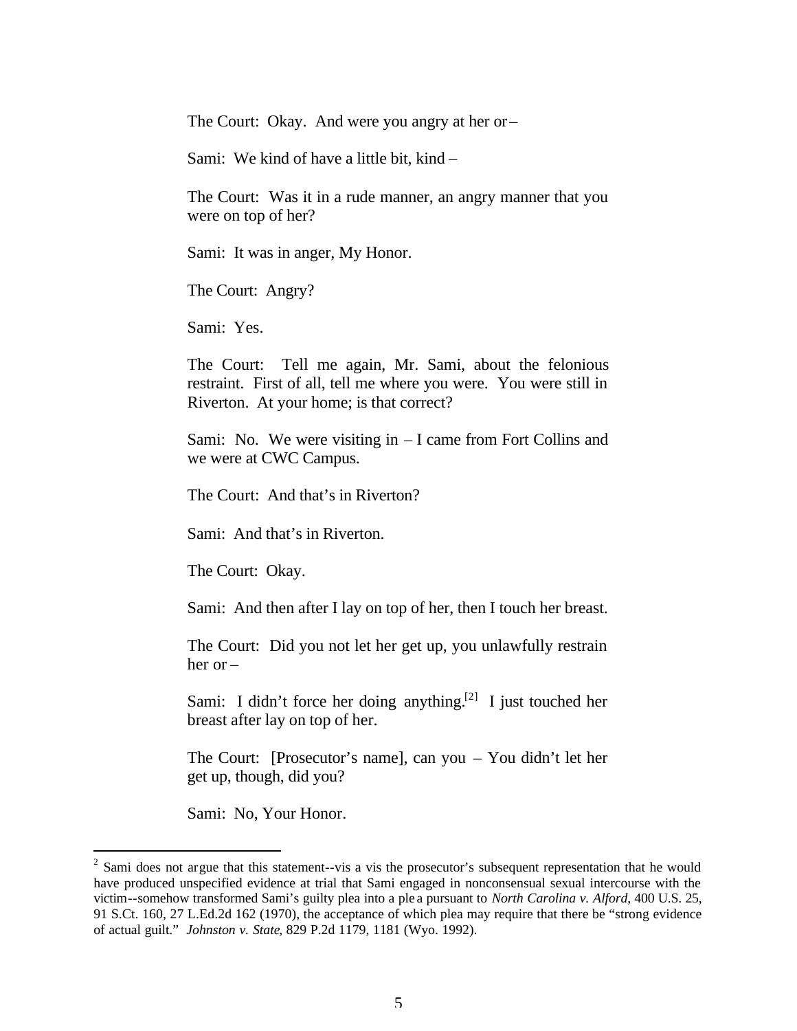The Court: Okay. And were you angry at her or –

Sami: We kind of have a little bit, kind –

The Court: Was it in a rude manner, an angry manner that you were on top of her?

Sami: It was in anger, My Honor.

The Court: Angry?

Sami: Yes.

The Court: Tell me again, Mr. Sami, about the felonious restraint. First of all, tell me where you were. You were still in Riverton. At your home; is that correct?

Sami: No. We were visiting in – I came from Fort Collins and we were at CWC Campus.

The Court: And that's in Riverton?

Sami: And that's in Riverton.

The Court: Okay.

Sami: And then after I lay on top of her, then I touch her breast.

The Court: Did you not let her get up, you unlawfully restrain her or –

Sami: I didn't force her doing anything.[2] I just touched her breast after lay on top of her.

The Court: [Prosecutor's name], can you – You didn't let her get up, though, did you?

Sami: No, Your Honor.

---

[2] Sami does not argue that this statement--vis a vis the prosecutor's subsequent representation that he would have produced unspecified evidence at trial that Sami engaged in nonconsensual sexual intercourse with the victim--somehow transformed Sami's guilty plea into a plea pursuant to *North Carolina v. Alford*, 400 U.S. 25, 91 S.Ct. 160, 27 L.Ed.2d 162 (1970), the acceptance of which plea may require that there be "strong evidence of actual guilt." *Johnston v. State*, 829 P.2d 1179, 1181 (Wyo. 1992).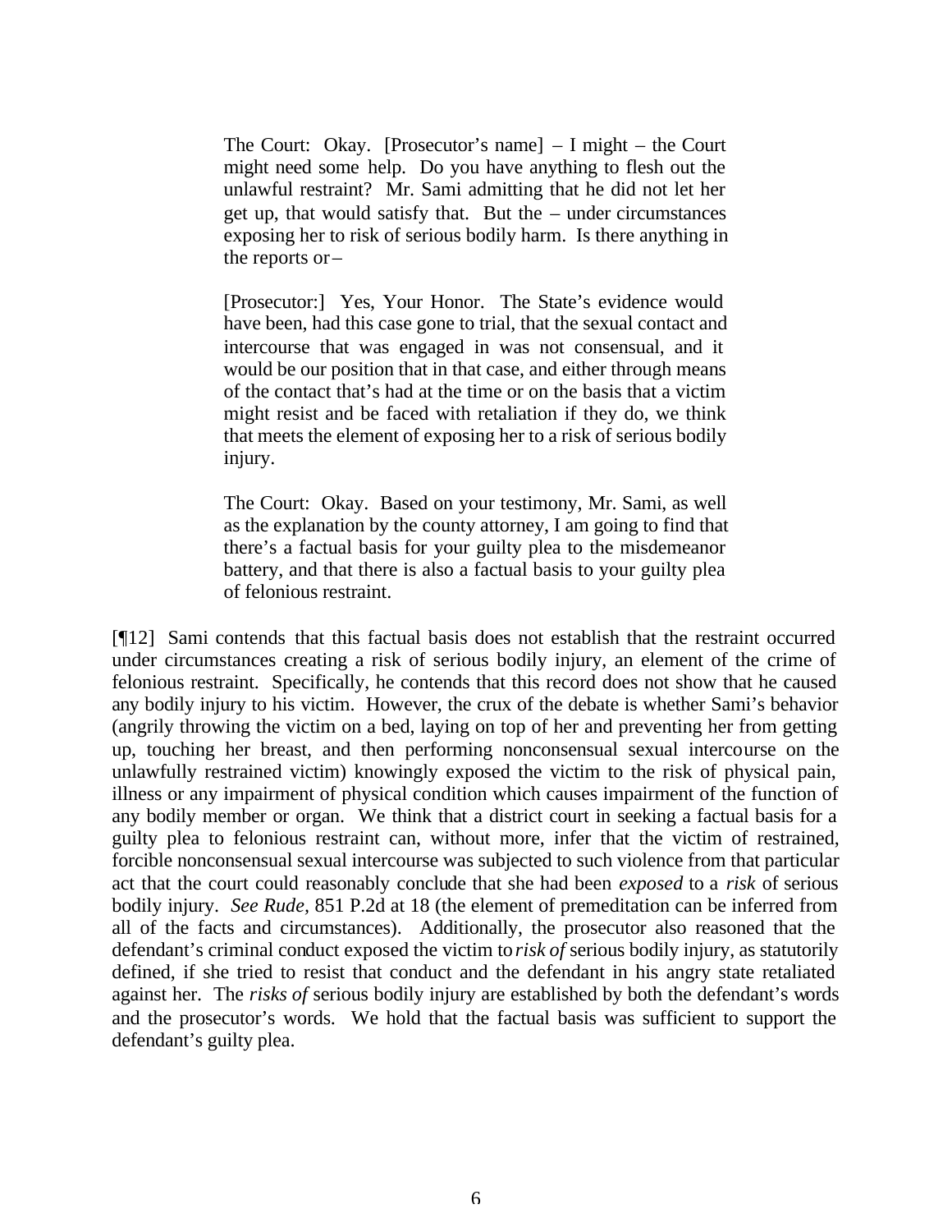> The Court: Okay. [Prosecutor's name] – I might – the Court might need some help. Do you have anything to flesh out the unlawful restraint? Mr. Sami admitting that he did not let her get up, that would satisfy that. But the – under circumstances exposing her to risk of serious bodily harm. Is there anything in the reports or –
>
> [Prosecutor:] Yes, Your Honor. The State's evidence would have been, had this case gone to trial, that the sexual contact and intercourse that was engaged in was not consensual, and it would be our position that in that case, and either through means of the contact that's had at the time or on the basis that a victim might resist and be faced with retaliation if they do, we think that meets the element of exposing her to a risk of serious bodily injury.
>
> The Court: Okay. Based on your testimony, Mr. Sami, as well as the explanation by the county attorney, I am going to find that there's a factual basis for your guilty plea to the misdemeanor battery, and that there is also a factual basis to your guilty plea of felonious restraint.

[¶12] Sami contends that this factual basis does not establish that the restraint occurred under circumstances creating a risk of serious bodily injury, an element of the crime of felonious restraint. Specifically, he contends that this record does not show that he caused any bodily injury to his victim. However, the crux of the debate is whether Sami's behavior (angrily throwing the victim on a bed, laying on top of her and preventing her from getting up, touching her breast, and then performing nonconsensual sexual intercourse on the unlawfully restrained victim) knowingly exposed the victim to the risk of physical pain, illness or any impairment of physical condition which causes impairment of the function of any bodily member or organ. We think that a district court in seeking a factual basis for a guilty plea to felonious restraint can, without more, infer that the victim of restrained, forcible nonconsensual sexual intercourse was subjected to such violence from that particular act that the court could reasonably conclude that she had been *exposed* to a *risk* of serious bodily injury. *See Rude,* 851 P.2d at 18 (the element of premeditation can be inferred from all of the facts and circumstances). Additionally, the prosecutor also reasoned that the defendant's criminal conduct exposed the victim to *risk of* serious bodily injury, as statutorily defined, if she tried to resist that conduct and the defendant in his angry state retaliated against her. The *risks of* serious bodily injury are established by both the defendant's words and the prosecutor's words. We hold that the factual basis was sufficient to support the defendant's guilty plea.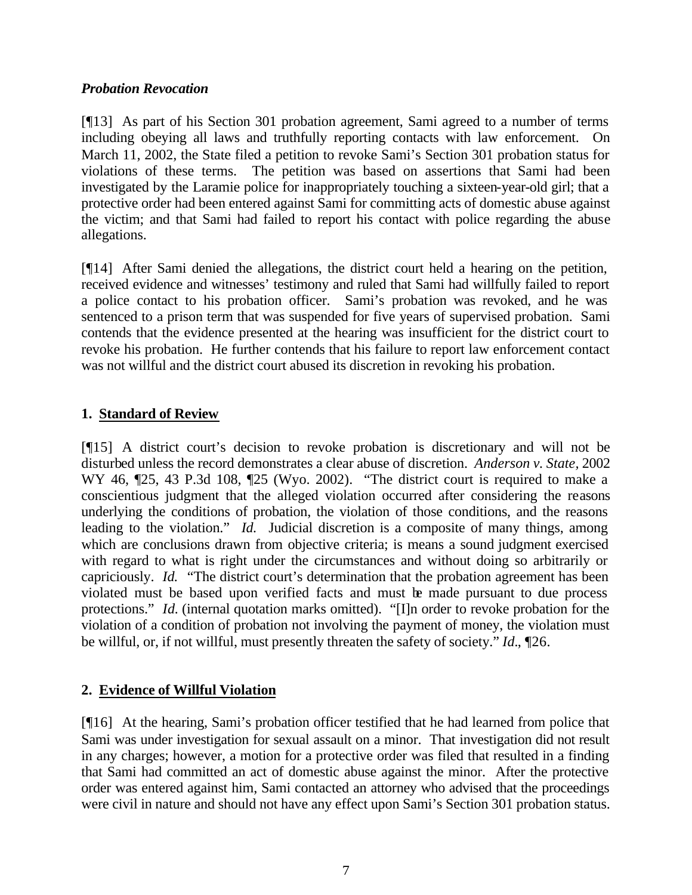### *Probation Revocation*

[¶13] As part of his Section 301 probation agreement, Sami agreed to a number of terms including obeying all laws and truthfully reporting contacts with law enforcement. On March 11, 2002, the State filed a petition to revoke Sami's Section 301 probation status for violations of these terms. The petition was based on assertions that Sami had been investigated by the Laramie police for inappropriately touching a sixteen-year-old girl; that a protective order had been entered against Sami for committing acts of domestic abuse against the victim; and that Sami had failed to report his contact with police regarding the abuse allegations.

[¶14] After Sami denied the allegations, the district court held a hearing on the petition, received evidence and witnesses' testimony and ruled that Sami had willfully failed to report a police contact to his probation officer. Sami's probation was revoked, and he was sentenced to a prison term that was suspended for five years of supervised probation. Sami contends that the evidence presented at the hearing was insufficient for the district court to revoke his probation. He further contends that his failure to report law enforcement contact was not willful and the district court abused its discretion in revoking his probation.

#### 1. **Standard of Review**

[¶15] A district court's decision to revoke probation is discretionary and will not be disturbed unless the record demonstrates a clear abuse of discretion. *Anderson v. State*, 2002 WY 46, ¶25, 43 P.3d 108, ¶25 (Wyo. 2002). "The district court is required to make a conscientious judgment that the alleged violation occurred after considering the reasons underlying the conditions of probation, the violation of those conditions, and the reasons leading to the violation." *Id.* Judicial discretion is a composite of many things, among which are conclusions drawn from objective criteria; is means a sound judgment exercised with regard to what is right under the circumstances and without doing so arbitrarily or capriciously. *Id.* "The district court's determination that the probation agreement has been violated must be based upon verified facts and must be made pursuant to due process protections." *Id.* (internal quotation marks omitted). "[I]n order to revoke probation for the violation of a condition of probation not involving the payment of money, the violation must be willful, or, if not willful, must presently threaten the safety of society." *Id*., ¶26.

#### 2. **Evidence of Willful Violation**

[¶16] At the hearing, Sami's probation officer testified that he had learned from police that Sami was under investigation for sexual assault on a minor. That investigation did not result in any charges; however, a motion for a protective order was filed that resulted in a finding that Sami had committed an act of domestic abuse against the minor. After the protective order was entered against him, Sami contacted an attorney who advised that the proceedings were civil in nature and should not have any effect upon Sami's Section 301 probation status.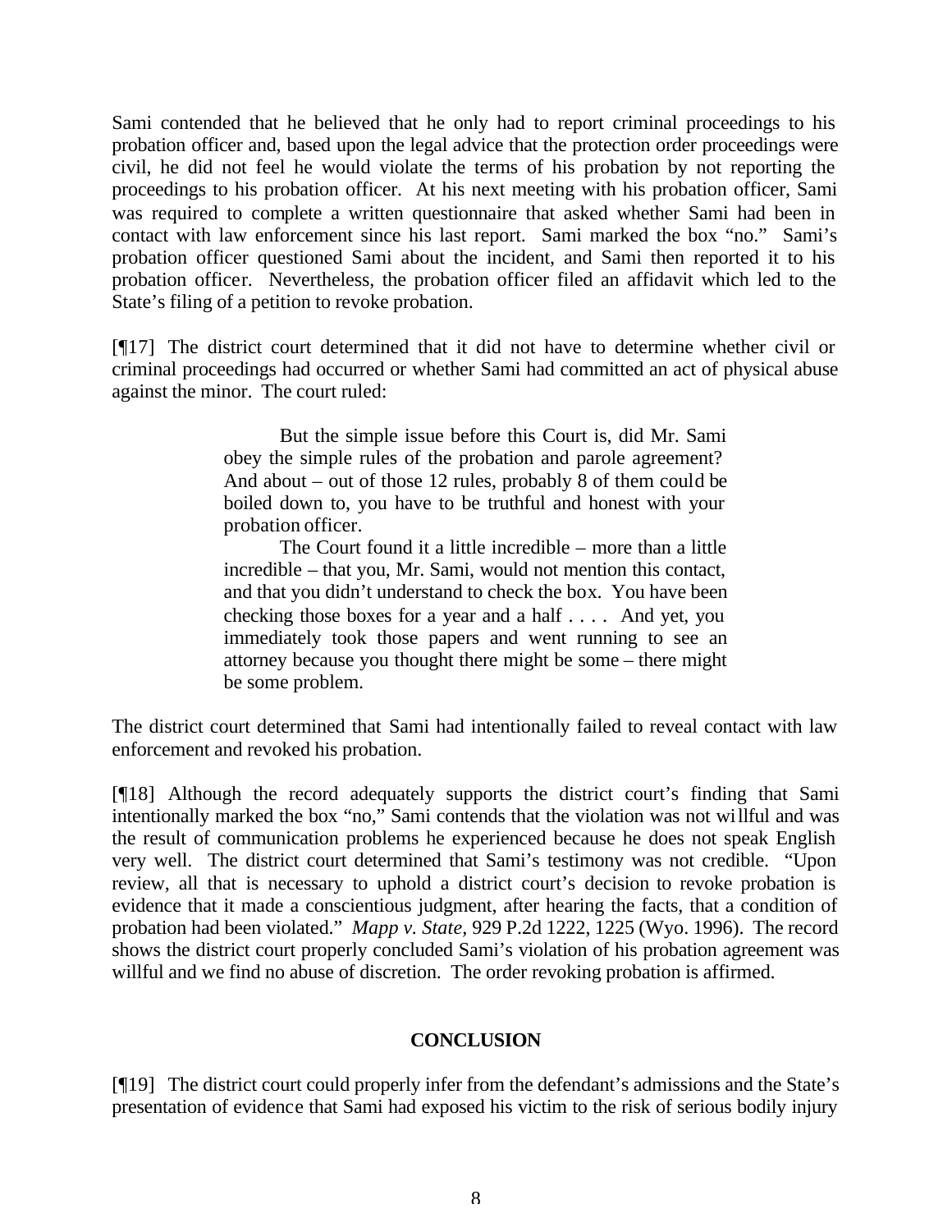Sami contended that he believed that he only had to report criminal proceedings to his probation officer and, based upon the legal advice that the protection order proceedings were civil, he did not feel he would violate the terms of his probation by not reporting the proceedings to his probation officer. At his next meeting with his probation officer, Sami was required to complete a written questionnaire that asked whether Sami had been in contact with law enforcement since his last report. Sami marked the box "no." Sami's probation officer questioned Sami about the incident, and Sami then reported it to his probation officer. Nevertheless, the probation officer filed an affidavit which led to the State's filing of a petition to revoke probation.

[¶17] The district court determined that it did not have to determine whether civil or criminal proceedings had occurred or whether Sami had committed an act of physical abuse against the minor. The court ruled:

> But the simple issue before this Court is, did Mr. Sami obey the simple rules of the probation and parole agreement? And about – out of those 12 rules, probably 8 of them could be boiled down to, you have to be truthful and honest with your probation officer.
>
> The Court found it a little incredible – more than a little incredible – that you, Mr. Sami, would not mention this contact, and that you didn't understand to check the box. You have been checking those boxes for a year and a half . . . . And yet, you immediately took those papers and went running to see an attorney because you thought there might be some – there might be some problem.

The district court determined that Sami had intentionally failed to reveal contact with law enforcement and revoked his probation.

[¶18] Although the record adequately supports the district court's finding that Sami intentionally marked the box "no," Sami contends that the violation was not willful and was the result of communication problems he experienced because he does not speak English very well. The district court determined that Sami's testimony was not credible. "Upon review, all that is necessary to uphold a district court's decision to revoke probation is evidence that it made a conscientious judgment, after hearing the facts, that a condition of probation had been violated." *Mapp v. State,* 929 P.2d 1222, 1225 (Wyo. 1996). The record shows the district court properly concluded Sami's violation of his probation agreement was willful and we find no abuse of discretion. The order revoking probation is affirmed.

## CONCLUSION

[¶19] The district court could properly infer from the defendant's admissions and the State's presentation of evidence that Sami had exposed his victim to the risk of serious bodily injury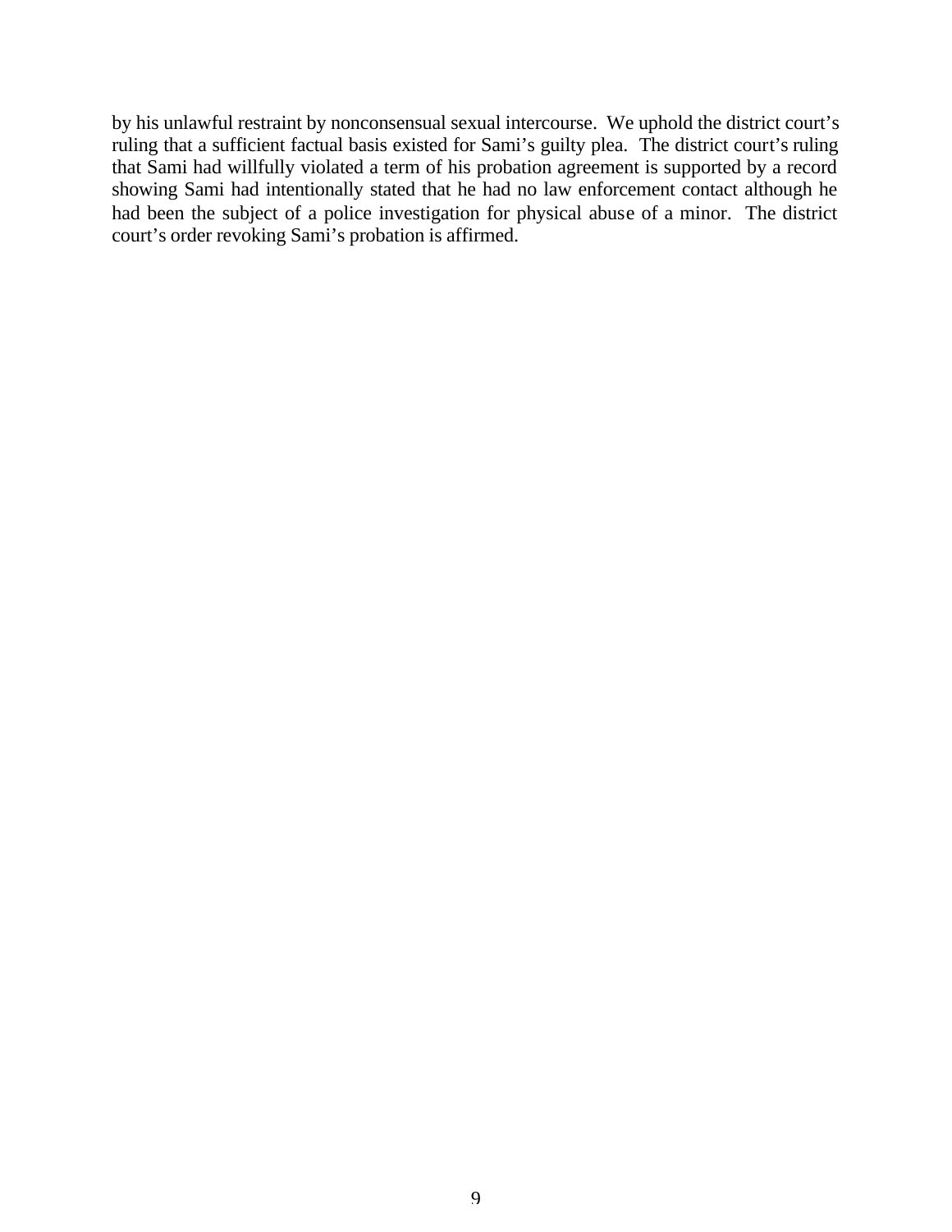by his unlawful restraint by nonconsensual sexual intercourse. We uphold the district court's ruling that a sufficient factual basis existed for Sami's guilty plea. The district court's ruling that Sami had willfully violated a term of his probation agreement is supported by a record showing Sami had intentionally stated that he had no law enforcement contact although he had been the subject of a police investigation for physical abuse of a minor. The district court's order revoking Sami's probation is affirmed.